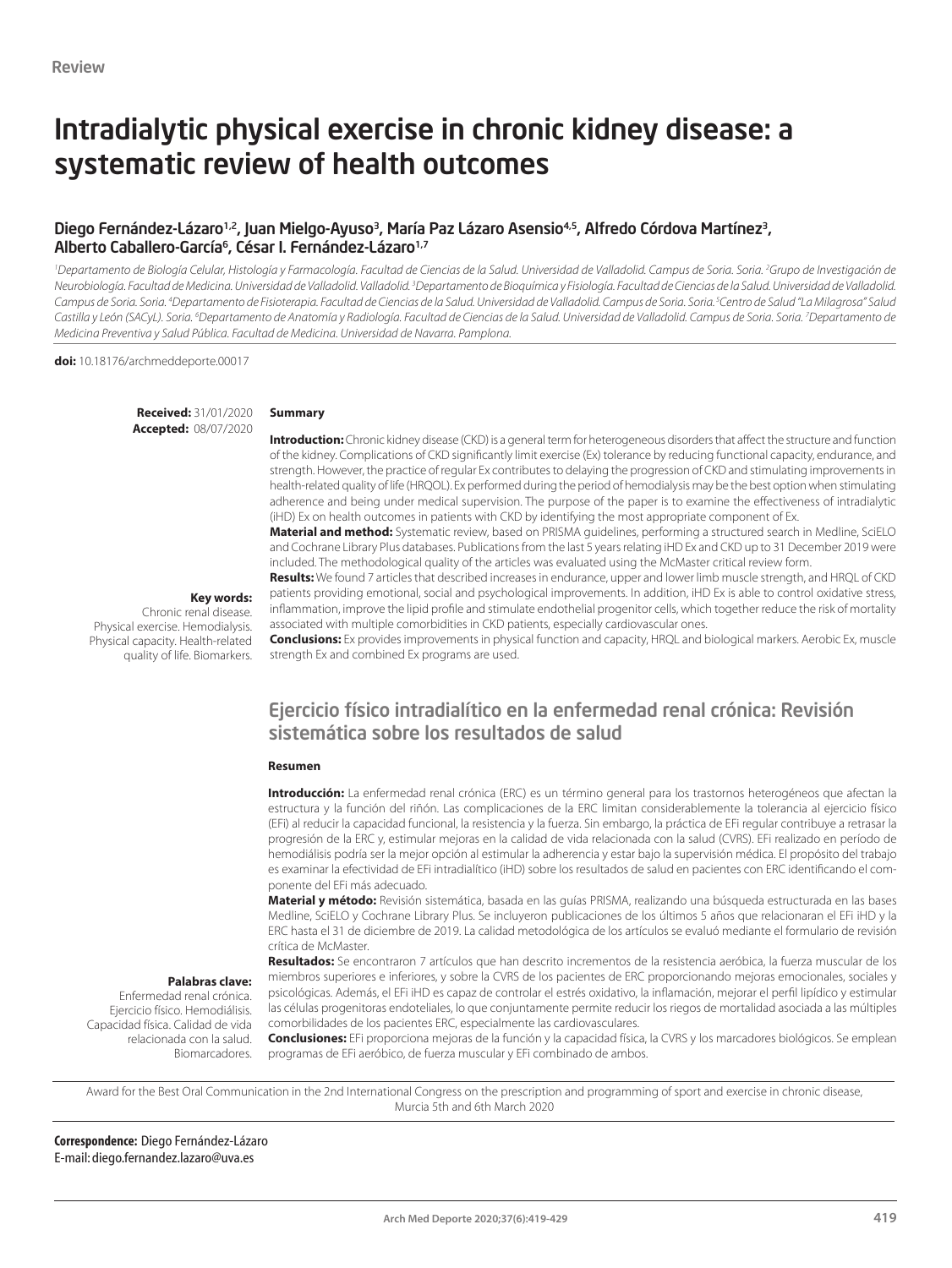**Review**

# Intradialytic physical exercise in chronic kidney disease: a systematic review of health outcomes

### Diego Fernández-Lázaro[1,2], Juan Mielgo-Ayuso[3], María Paz Lázaro Asensio[4,5], Alfredo Córdova Martínez[3], Alberto Caballero-García[6], César I. Fernández-Lázaro[1,7]

*[1]Departamento de Biología Celular, Histología y Farmacología. Facultad de Ciencias de la Salud. Universidad de Valladolid. Campus de Soria. Soria. [2]Grupo de Investigación de Neurobiología. Facultad de Medicina. Universidad de Valladolid. Valladolid. [3]Departamento de Bioquímica y Fisiología. Facultad de Ciencias de la Salud. Universidad de Valladolid. Campus de Soria. Soria. [4]Departamento de Fisioterapia. Facultad de Ciencias de la Salud. Universidad de Valladolid. Campus de Soria. Soria. [5]Centro de Salud "La Milagrosa" Salud Castilla y León (SACyL). Soria. [6]Departamento de Anatomía y Radiología. Facultad de Ciencias de la Salud. Universidad de Valladolid. Campus de Soria. Soria. [7]Departamento de Medicina Preventiva y Salud Pública. Facultad de Medicina. Universidad de Navarra. Pamplona.*

**doi:** 10.18176/archmeddeporte.00017

**Received:** 31/01/2020
**Accepted:** 08/07/2020

## Summary

**Introduction:** Chronic kidney disease (CKD) is a general term for heterogeneous disorders that affect the structure and function of the kidney. Complications of CKD significantly limit exercise (Ex) tolerance by reducing functional capacity, endurance, and strength. However, the practice of regular Ex contributes to delaying the progression of CKD and stimulating improvements in health-related quality of life (HRQOL). Ex performed during the period of hemodialysis may be the best option when stimulating adherence and being under medical supervision. The purpose of the paper is to examine the effectiveness of intradialytic (iHD) Ex on health outcomes in patients with CKD by identifying the most appropriate component of Ex.

**Material and method:** Systematic review, based on PRISMA guidelines, performing a structured search in Medline, SciELO and Cochrane Library Plus databases. Publications from the last 5 years relating iHD Ex and CKD up to 31 December 2019 were included. The methodological quality of the articles was evaluated using the McMaster critical review form.

**Results:** We found 7 articles that described increases in endurance, upper and lower limb muscle strength, and HRQL of CKD patients providing emotional, social and psychological improvements. In addition, iHD Ex is able to control oxidative stress, inflammation, improve the lipid profile and stimulate endothelial progenitor cells, which together reduce the risk of mortality associated with multiple comorbidities in CKD patients, especially cardiovascular ones.

**Conclusions:** Ex provides improvements in physical function and capacity, HRQL and biological markers. Aerobic Ex, muscle strength Ex and combined Ex programs are used.

**Key words:** Chronic renal disease. Physical exercise. Hemodialysis. Physical capacity. Health-related quality of life. Biomarkers.

## Ejercicio físico intradialítico en la enfermedad renal crónica: Revisión sistemática sobre los resultados de salud

### Resumen

**Introducción:** La enfermedad renal crónica (ERC) es un término general para los trastornos heterogéneos que afectan la estructura y la función del riñón. Las complicaciones de la ERC limitan considerablemente la tolerancia al ejercicio físico (EFi) al reducir la capacidad funcional, la resistencia y la fuerza. Sin embargo, la práctica de EFi regular contribuye a retrasar la progresión de la ERC y, estimular mejoras en la calidad de vida relacionada con la salud (CVRS). EFi realizado en período de hemodiálisis podría ser la mejor opción al estimular la adherencia y estar bajo la supervisión médica. El propósito del trabajo es examinar la efectividad de EFi intradialítico (iHD) sobre los resultados de salud en pacientes con ERC identificando el componente del EFi más adecuado.

**Material y método:** Revisión sistemática, basada en las guías PRISMA, realizando una búsqueda estructurada en las bases Medline, SciELO y Cochrane Library Plus. Se incluyeron publicaciones de los últimos 5 años que relacionaran el EFi iHD y la ERC hasta el 31 de diciembre de 2019. La calidad metodológica de los artículos se evaluó mediante el formulario de revisión crítica de McMaster.

**Resultados:** Se encontraron 7 artículos que han descrito incrementos de la resistencia aeróbica, la fuerza muscular de los miembros superiores e inferiores, y sobre la CVRS de los pacientes de ERC proporcionando mejoras emocionales, sociales y psicológicas. Además, el EFi iHD es capaz de controlar el estrés oxidativo, la inflamación, mejorar el perfil lipídico y estimular las células progenitoras endoteliales, lo que conjuntamente permite reducir los riegos de mortalidad asociada a las múltiples comorbilidades de los pacientes ERC, especialmente las cardiovasculares.

**Conclusiones:** EFi proporciona mejoras de la función y la capacidad física, la CVRS y los marcadores biológicos. Se emplean programas de EFi aeróbico, de fuerza muscular y EFi combinado de ambos.

**Palabras clave:** Enfermedad renal crónica. Ejercicio físico. Hemodiálisis. Capacidad física. Calidad de vida relacionada con la salud. Biomarcadores.

Award for the Best Oral Communication in the 2nd International Congress on the prescription and programming of sport and exercise in chronic disease, Murcia 5th and 6th March 2020

**Correspondence:** Diego Fernández-Lázaro
E-mail: diego.fernandez.lazaro@uva.es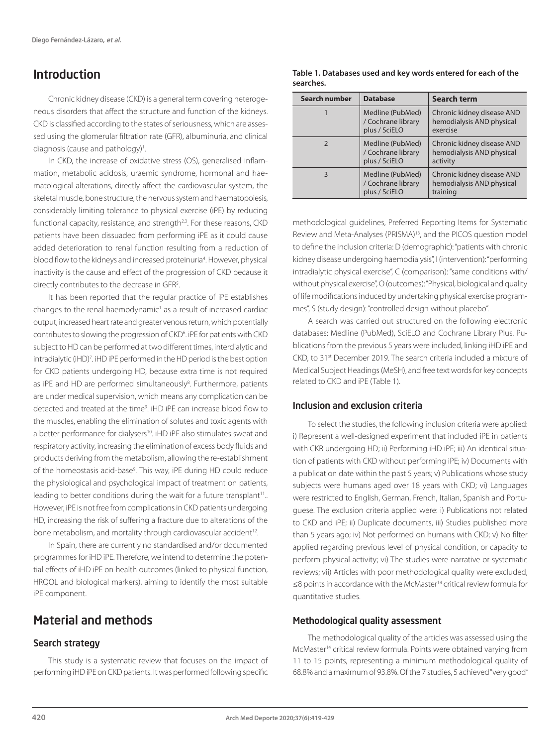## Introduction

Chronic kidney disease (CKD) is a general term covering heterogeneous disorders that affect the structure and function of the kidneys. CKD is classified according to the states of seriousness, which are assessed using the glomerular filtration rate (GFR), albuminuria, and clinical diagnosis (cause and pathology)[1].

In CKD, the increase of oxidative stress (OS), generalised inflammation, metabolic acidosis, uraemic syndrome, hormonal and haematological alterations, directly affect the cardiovascular system, the skeletal muscle, bone structure, the nervous system and haematopoiesis, considerably limiting tolerance to physical exercise (iPE) by reducing functional capacity, resistance, and strength[2,3]. For these reasons, CKD patients have been dissuaded from performing iPE as it could cause added deterioration to renal function resulting from a reduction of blood flow to the kidneys and increased proteinuria[4]. However, physical inactivity is the cause and effect of the progression of CKD because it directly contributes to the decrease in GFR[5].

It has been reported that the regular practice of iPE establishes changes to the renal haemodynamic[1] as a result of increased cardiac output, increased heart rate and greater venous return, which potentially contributes to slowing the progression of CKD[6]. iPE for patients with CKD subject to HD can be performed at two different times, interdialytic and intradialytic (iHD)[7]. iHD iPE performed in the HD period is the best option for CKD patients undergoing HD, because extra time is not required as iPE and HD are performed simultaneously[8]. Furthermore, patients are under medical supervision, which means any complication can be detected and treated at the time[9]. iHD iPE can increase blood flow to the muscles, enabling the elimination of solutes and toxic agents with a better performance for dialysers[10]. iHD iPE also stimulates sweat and respiratory activity, increasing the elimination of excess body fluids and products deriving from the metabolism, allowing the re-establishment of the homeostasis acid-base[9]. This way, iPE during HD could reduce the physiological and psychological impact of treatment on patients, leading to better conditions during the wait for a future transplant[11].. However, iPE is not free from complications in CKD patients undergoing HD, increasing the risk of suffering a fracture due to alterations of the bone metabolism, and mortality through cardiovascular accident[12].

In Spain, there are currently no standardised and/or documented programmes for iHD iPE. Therefore, we intend to determine the potential effects of iHD iPE on health outcomes (linked to physical function, HRQOL and biological markers), aiming to identify the most suitable iPE component.

## Material and methods

### Search strategy

This study is a systematic review that focuses on the impact of performing iHD iPE on CKD patients. It was performed following specific methodological guidelines, Preferred Reporting Items for Systematic Review and Meta-Analyses (PRISMA)[13], and the PICOS question model to define the inclusion criteria: D (demographic): "patients with chronic kidney disease undergoing haemodialysis", I (intervention): "performing intradialytic physical exercise", C (comparison): "same conditions with/without physical exercise", O (outcomes): "Physical, biological and quality of life modifications induced by undertaking physical exercise programmes", S (study design): "controlled design without placebo".

A search was carried out structured on the following electronic databases: Medline (PubMed), SciELO and Cochrane Library Plus. Publications from the previous 5 years were included, linking iHD iPE and CKD, to 31st December 2019. The search criteria included a mixture of Medical Subject Headings (MeSH), and free text words for key concepts related to CKD and iPE (Table 1).

**Table 1. Databases used and key words entered for each of the searches.**

| Search number | Database | Search term |
|---|---|---|
| 1 | Medline (PubMed) / Cochrane library plus / SciELO | Chronic kidney disease AND hemodialysis AND physical exercise |
| 2 | Medline (PubMed) / Cochrane library plus / SciELO | Chronic kidney disease AND hemodialysis AND physical activity |
| 3 | Medline (PubMed) / Cochrane library plus / SciELO | Chronic kidney disease AND hemodialysis AND physical training |

### Inclusion and exclusion criteria

To select the studies, the following inclusion criteria were applied: i) Represent a well-designed experiment that included iPE in patients with CKR undergoing HD; ii) Performing iHD iPE; iii) An identical situation of patients with CKD without performing iPE; iv) Documents with a publication date within the past 5 years; v) Publications whose study subjects were humans aged over 18 years with CKD; vi) Languages were restricted to English, German, French, Italian, Spanish and Portuguese. The exclusion criteria applied were: i) Publications not related to CKD and iPE; ii) Duplicate documents, iii) Studies published more than 5 years ago; iv) Not performed on humans with CKD; v) No filter applied regarding previous level of physical condition, or capacity to perform physical activity; vi) The studies were narrative or systematic reviews; vii) Articles with poor methodological quality were excluded, ≤8 points in accordance with the McMaster[14] critical review formula for quantitative studies.

### Methodological quality assessment

The methodological quality of the articles was assessed using the McMaster[14] critical review formula. Points were obtained varying from 11 to 15 points, representing a minimum methodological quality of 68.8% and a maximum of 93.8%. Of the 7 studies, 5 achieved "very good"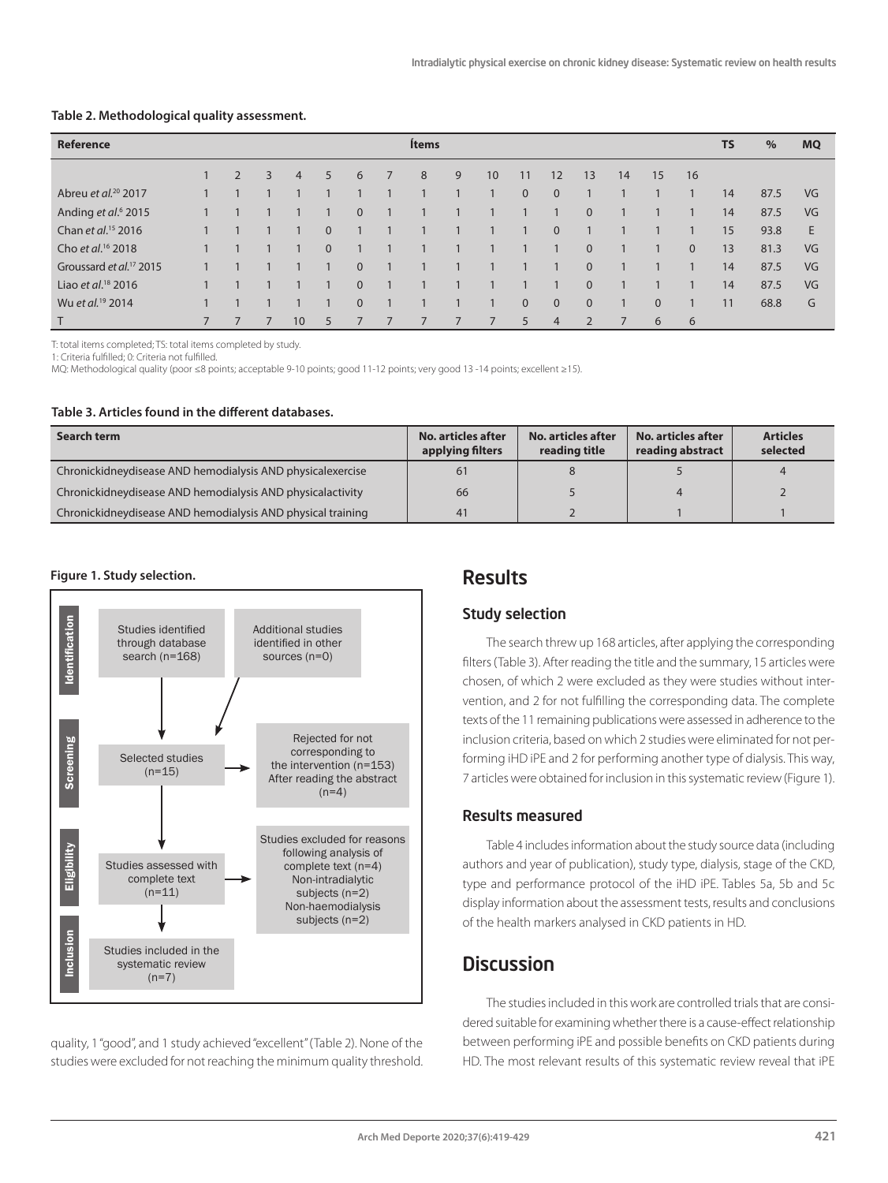**Table 2. Methodological quality assessment.**

| Reference | Ítems | | | | | | | | | | | | | | | | TS | % | MQ |
|---|---|---|---|---|---|---|---|---|---|---|---|---|---|---|---|---|---|---|---|
| | 1 | 2 | 3 | 4 | 5 | 6 | 7 | 8 | 9 | 10 | 11 | 12 | 13 | 14 | 15 | 16 | | | |
| Abreu *et al.*[20] 2017 | 1 | 1 | 1 | 1 | 1 | 1 | 1 | 1 | 1 | 1 | 0 | 0 | 1 | 1 | 1 | 1 | 14 | 87.5 | VG |
| Anding *et al.*[6] 2015 | 1 | 1 | 1 | 1 | 1 | 0 | 1 | 1 | 1 | 1 | 1 | 1 | 0 | 1 | 1 | 1 | 14 | 87.5 | VG |
| Chan *et al.*[15] 2016 | 1 | 1 | 1 | 1 | 0 | 1 | 1 | 1 | 1 | 1 | 1 | 0 | 1 | 1 | 1 | 1 | 15 | 93.8 | E |
| Cho *et al.*[16] 2018 | 1 | 1 | 1 | 1 | 0 | 1 | 1 | 1 | 1 | 1 | 1 | 1 | 0 | 1 | 1 | 0 | 13 | 81.3 | VG |
| Groussard *et al.*[17] 2015 | 1 | 1 | 1 | 1 | 1 | 0 | 1 | 1 | 1 | 1 | 1 | 1 | 0 | 1 | 1 | 1 | 14 | 87.5 | VG |
| Liao *et al.*[18] 2016 | 1 | 1 | 1 | 1 | 1 | 0 | 1 | 1 | 1 | 1 | 1 | 1 | 0 | 1 | 1 | 1 | 14 | 87.5 | VG |
| Wu *et al.*[19] 2014 | 1 | 1 | 1 | 1 | 1 | 0 | 1 | 1 | 1 | 1 | 0 | 0 | 0 | 1 | 0 | 1 | 11 | 68.8 | G |
| T | 7 | 7 | 7 | 10 | 5 | 7 | 7 | 7 | 7 | 7 | 5 | 4 | 2 | 7 | 6 | 6 | | | |

T: total items completed; TS: total items completed by study.
1: Criteria fulfilled; 0: Criteria not fulfilled.
MQ: Methodological quality (poor ≤8 points; acceptable 9-10 points; good 11-12 points; very good 13 -14 points; excellent ≥15).

**Table 3. Articles found in the different databases.**

| Search term | No. articles after applying filters | No. articles after reading title | No. articles after reading abstract | Articles selected |
|---|---|---|---|---|
| Chronickidneydisease AND hemodialysis AND physicalexercise | 61 | 8 | 5 | 4 |
| Chronickidneydisease AND hemodialysis AND physicalactivity | 66 | 5 | 4 | 2 |
| Chronickidneydisease AND hemodialysis AND physical training | 41 | 2 | 1 | 1 |

**Figure 1. Study selection.**

| Stage | Studies | Excluded / additional |
|---|---|---|
| Identification | Studies identified through database search (n=168) | Additional studies identified in other sources (n=0) |
| Screening | Selected studies (n=15) | Rejected for not corresponding to the intervention (n=153); After reading the abstract (n=4) |
| Eligibility | Studies assessed with complete text (n=11) | Studies excluded for reasons following analysis of complete text (n=4): Non-intradialytic subjects (n=2); Non-haemodialysis subjects (n=2) |
| Inclusion | Studies included in the systematic review (n=7) | |

quality, 1 "good", and 1 study achieved "excellent" (Table 2). None of the studies were excluded for not reaching the minimum quality threshold.

# Results

## Study selection

The search threw up 168 articles, after applying the corresponding filters (Table 3). After reading the title and the summary, 15 articles were chosen, of which 2 were excluded as they were studies without intervention, and 2 for not fulfilling the corresponding data. The complete texts of the 11 remaining publications were assessed in adherence to the inclusion criteria, based on which 2 studies were eliminated for not performing iHD iPE and 2 for performing another type of dialysis. This way, 7 articles were obtained for inclusion in this systematic review (Figure 1).

## Results measured

Table 4 includes information about the study source data (including authors and year of publication), study type, dialysis, stage of the CKD, type and performance protocol of the iHD iPE. Tables 5a, 5b and 5c display information about the assessment tests, results and conclusions of the health markers analysed in CKD patients in HD.

# Discussion

The studies included in this work are controlled trials that are considered suitable for examining whether there is a cause-effect relationship between performing iPE and possible benefits on CKD patients during HD. The most relevant results of this systematic review reveal that iPE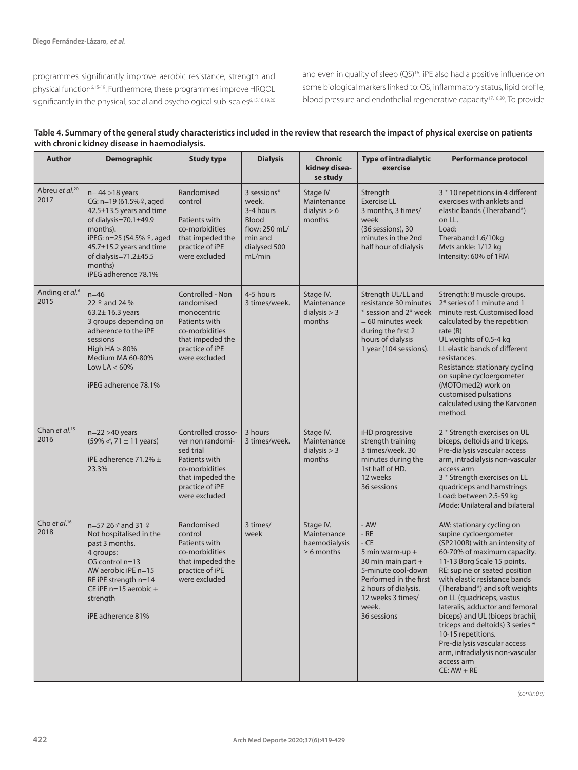programmes significantly improve aerobic resistance, strength and physical function[6,15-19]. Furthermore, these programmes improve HRQOL significantly in the physical, social and psychological sub-scales[6,15,16,19,20] and even in quality of sleep (QS)[16]. iPE also had a positive influence on some biological markers linked to: OS, inflammatory status, lipid profile, blood pressure and endothelial regenerative capacity[17,18,20]. To provide

**Table 4. Summary of the general study characteristics included in the review that research the impact of physical exercise on patients with chronic kidney disease in haemodialysis.**

| Author | Demographic | Study type | Dialysis | Chronic kidney disease study | Type of intradialytic exercise | Performance protocol |
|---|---|---|---|---|---|---|
| Abreu *et al.*[20] 2017 | n= 44 >18 years<br>CG: n=19 (61.5%♀, aged 42.5±13.5 years and time of dialysis=70.1±49.9 months).<br>iPEG: n=25 (54.5% ♀, aged 45.7±15.2 years and time of dialysis=71.2±45.5 months)<br>iPEG adherence 78.1% | Randomised control<br>Patients with co-morbidities that impeded the practice of iPE were excluded | 3 sessions* week.<br>3-4 hours<br>Blood flow: 250 mL/min and dialysed 500 mL/min | Stage IV Maintenance dialysis > 6 months | Strength Exercise LL<br>3 months, 3 times/week (36 sessions), 30 minutes in the 2nd half hour of dialysis | 3 * 10 repetitions in 4 different exercises with anklets and elastic bands (Theraband®) on LL.<br>Load:<br>Theraband:1.6/10kg<br>Mvts ankle: 1/12 kg<br>Intensity: 60% of 1RM |
| Anding *et al.*[6] 2015 | n=46<br>22 ♀ and 24 %<br>63.2± 16.3 years<br>3 groups depending on adherence to the iPE sessions<br>High HA > 80%<br>Medium MA 60-80%<br>Low LA < 60%<br>iPEG adherence 78.1% | Controlled - Non randomised monocentric<br>Patients with co-morbidities that impeded the practice of iPE were excluded | 4-5 hours 3 times/week. | Stage IV. Maintenance dialysis > 3 months | Strength UL/LL and resistance 30 minutes * session and 2* week = 60 minutes week during the first 2 hours of dialysis<br>1 year (104 sessions). | Strength: 8 muscle groups. 2* series of 1 minute and 1 minute rest. Customised load calculated by the repetition rate (R)<br>UL weights of 0.5-4 kg<br>LL elastic bands of different resistances.<br>Resistance: stationary cycling on supine cycloergometer (MOTOmed2) work on customised pulsations calculated using the Karvonen method. |
| Chan *et al.*[15] 2016 | n=22 >40 years<br>(59% ♂, 71 ± 11 years)<br>iPE adherence 71.2% ± 23.3% | Controlled crossover non randomised trial<br>Patients with co-morbidities that impeded the practice of iPE were excluded | 3 hours 3 times/week. | Stage IV. Maintenance dialysis > 3 months | iHD progressive strength training 3 times/week. 30 minutes during the 1st half of HD.<br>12 weeks<br>36 sessions | 2 * Strength exercises on UL biceps, deltoids and triceps. Pre-dialysis vascular access arm, intradialysis non-vascular access arm<br>3 * Strength exercises on LL quadriceps and hamstrings<br>Load: between 2.5-59 kg<br>Mode: Unilateral and bilateral |
| Cho *et al.*[16] 2018 | n=57 26♂ and 31 ♀<br>Not hospitalised in the past 3 months.<br>4 groups:<br>CG control n=13<br>AW aerobic iPE n=15<br>RE iPE strength n=14<br>CE iPE n=15 aerobic + strength<br>iPE adherence 81% | Randomised control<br>Patients with co-morbidities that impeded the practice of iPE were excluded | 3 times/week | Stage IV. Maintenance haemodialysis ≥ 6 months | - AW<br>- RE<br>- CE<br>5 min warm-up + 30 min main part + 5-minute cool-down<br>Performed in the first 2 hours of dialysis.<br>12 weeks 3 times/week.<br>36 sessions | AW: stationary cycling on supine cycloergometer (SP2100R) with an intensity of 60-70% of maximum capacity. 11-13 Borg Scale 15 points.<br>RE: supine or seated position with elastic resistance bands (Theraband®) and soft weights on LL (quadriceps, vastus lateralis, adductor and femoral biceps) and UL (biceps brachii, triceps and deltoids) 3 series * 10-15 repetitions.<br>Pre-dialysis vascular access arm, intradialysis non-vascular access arm<br>CE: AW + RE |

*(continúa)*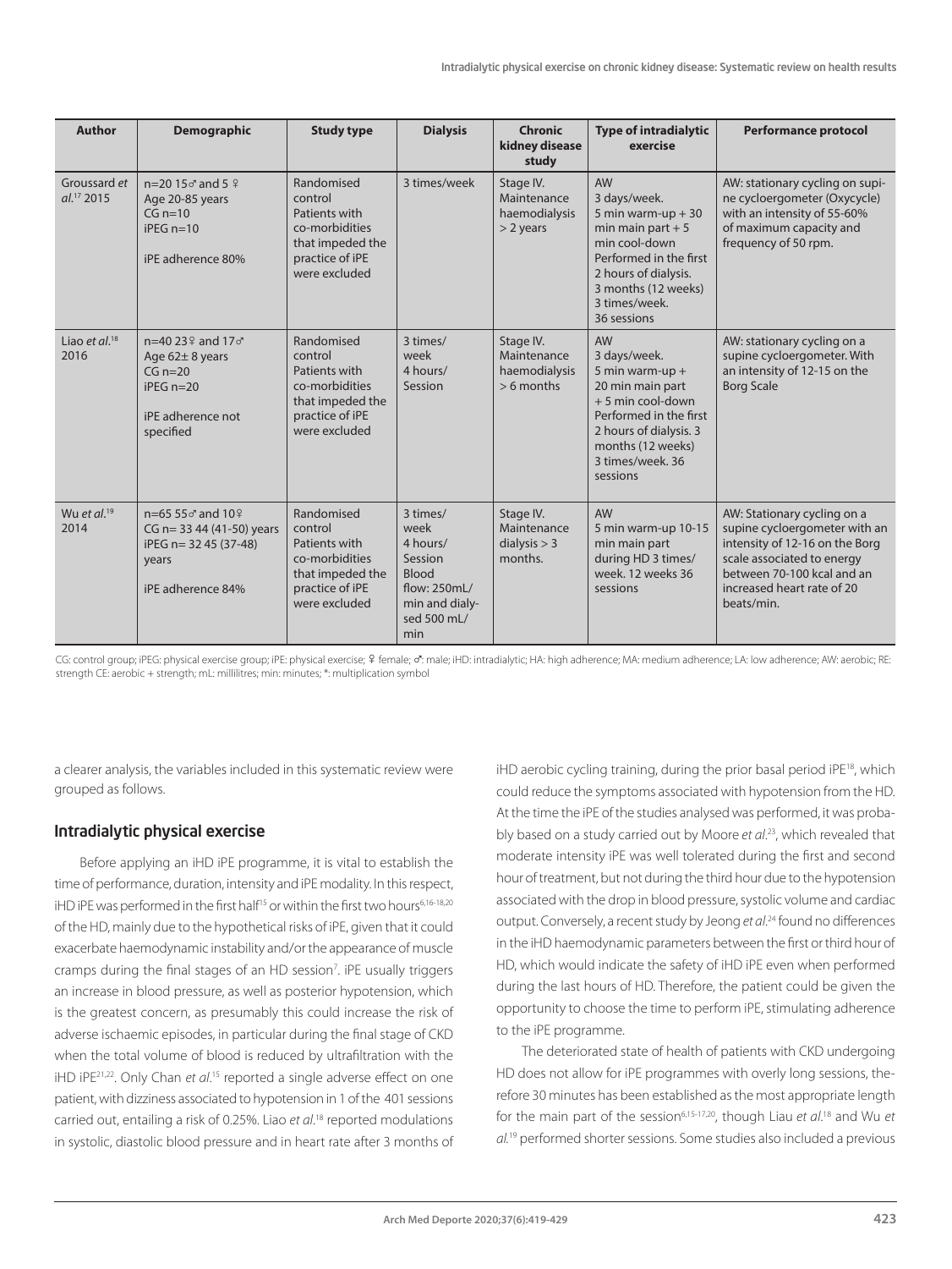| Author | Demographic | Study type | Dialysis | Chronic kidney disease study | Type of intradialytic exercise | Performance protocol |
|---|---|---|---|---|---|---|
| Groussard *et al.*[17] 2015 | n=20 15♂ and 5 ♀<br>Age 20-85 years<br>CG n=10<br>iPEG n=10<br><br>iPE adherence 80% | Randomised control<br>Patients with co-morbidities that impeded the practice of iPE were excluded | 3 times/week | Stage IV. Maintenance haemodialysis > 2 years | AW<br>3 days/week.<br>5 min warm-up + 30 min main part + 5 min cool-down<br>Performed in the first 2 hours of dialysis.<br>3 months (12 weeks)<br>3 times/week.<br>36 sessions | AW: stationary cycling on supine cycloergometer (Oxycycle) with an intensity of 55-60% of maximum capacity and frequency of 50 rpm. |
| Liao *et al.*[18] 2016 | n=40 23♀ and 17♂<br>Age 62± 8 years<br>CG n=20<br>iPEG n=20<br><br>iPE adherence not specified | Randomised control<br>Patients with co-morbidities that impeded the practice of iPE were excluded | 3 times/week<br>4 hours/Session | Stage IV. Maintenance haemodialysis > 6 months | AW<br>3 days/week.<br>5 min warm-up + 20 min main part + 5 min cool-down<br>Performed in the first 2 hours of dialysis. 3 months (12 weeks)<br>3 times/week. 36 sessions | AW: stationary cycling on a supine cycloergometer. With an intensity of 12-15 on the Borg Scale |
| Wu *et al.*[19] 2014 | n=65 55♂ and 10♀<br>CG n= 33 44 (41-50) years<br>iPEG n= 32 45 (37-48) years<br><br>iPE adherence 84% | Randomised control<br>Patients with co-morbidities that impeded the practice of iPE were excluded | 3 times/week<br>4 hours/Session<br>Blood flow: 250mL/min and dialysed 500 mL/min | Stage IV. Maintenance dialysis > 3 months. | AW<br>5 min warm-up 10-15 min main part during HD 3 times/week. 12 weeks 36 sessions | AW: Stationary cycling on a supine cycloergometer with an intensity of 12-16 on the Borg scale associated to energy between 70-100 kcal and an increased heart rate of 20 beats/min. |

CG: control group; iPEG: physical exercise group; iPE: physical exercise; ♀ female; ♂: male; iHD: intradialytic; HA: high adherence; MA: medium adherence; LA: low adherence; AW: aerobic; RE: strength CE: aerobic + strength; mL: millilitres; min: minutes; *: multiplication symbol

a clearer analysis, the variables included in this systematic review were grouped as follows.

## Intradialytic physical exercise

Before applying an iHD iPE programme, it is vital to establish the time of performance, duration, intensity and iPE modality. In this respect, iHD iPE was performed in the first half[15] or within the first two hours[6,16-18,20] of the HD, mainly due to the hypothetical risks of iPE, given that it could exacerbate haemodynamic instability and/or the appearance of muscle cramps during the final stages of an HD session[7]. iPE usually triggers an increase in blood pressure, as well as posterior hypotension, which is the greatest concern, as presumably this could increase the risk of adverse ischaemic episodes, in particular during the final stage of CKD when the total volume of blood is reduced by ultrafiltration with the iHD iPE[21,22]. Only Chan *et al.*[15] reported a single adverse effect on one patient, with dizziness associated to hypotension in 1 of the 401 sessions carried out, entailing a risk of 0.25%. Liao *et al.*[18] reported modulations in systolic, diastolic blood pressure and in heart rate after 3 months of iHD aerobic cycling training, during the prior basal period iPE[18], which could reduce the symptoms associated with hypotension from the HD. At the time the iPE of the studies analysed was performed, it was probably based on a study carried out by Moore *et al.*[23], which revealed that moderate intensity iPE was well tolerated during the first and second hour of treatment, but not during the third hour due to the hypotension associated with the drop in blood pressure, systolic volume and cardiac output. Conversely, a recent study by Jeong *et al.*[24] found no differences in the iHD haemodynamic parameters between the first or third hour of HD, which would indicate the safety of iHD iPE even when performed during the last hours of HD. Therefore, the patient could be given the opportunity to choose the time to perform iPE, stimulating adherence to the iPE programme.

The deteriorated state of health of patients with CKD undergoing HD does not allow for iPE programmes with overly long sessions, therefore 30 minutes has been established as the most appropriate length for the main part of the session[6,15-17,20], though Liau *et al.*[18] and Wu *et al.*[19] performed shorter sessions. Some studies also included a previous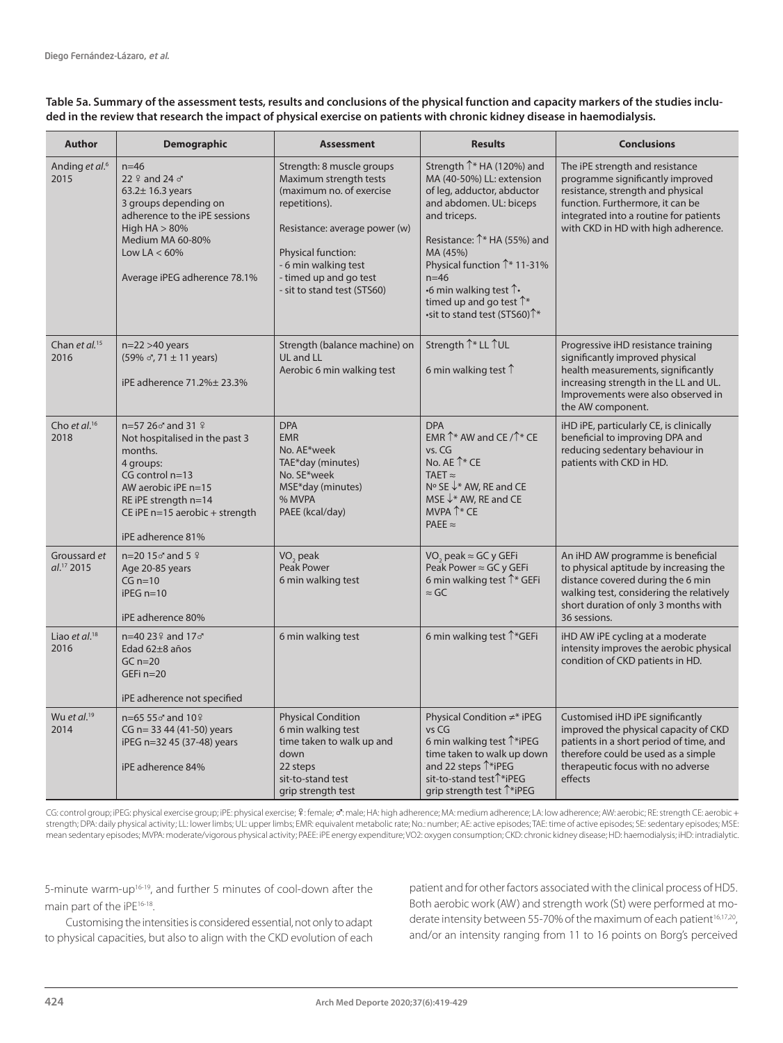**Table 5a. Summary of the assessment tests, results and conclusions of the physical function and capacity markers of the studies included in the review that research the impact of physical exercise on patients with chronic kidney disease in haemodialysis.**

| Author | Demographic | Assessment | Results | Conclusions |
|---|---|---|---|---|
| Anding *et al.*[6] 2015 | n=46<br>22 ♀ and 24 ♂<br>63.2± 16.3 years<br>3 groups depending on adherence to the iPE sessions<br>High HA > 80%<br>Medium MA 60-80%<br>Low LA < 60%<br><br>Average iPEG adherence 78.1% | Strength: 8 muscle groups<br>Maximum strength tests (maximum no. of exercise repetitions).<br><br>Resistance: average power (w)<br><br>Physical function:<br>- 6 min walking test<br>- timed up and go test<br>- sit to stand test (STS60) | Strength ↑* HA (120%) and MA (40-50%) LL: extension of leg, adductor, abductor and abdomen. UL: biceps and triceps.<br><br>Resistance: ↑* HA (55%) and MA (45%)<br>Physical function ↑* 11-31% n=46<br>•6 min walking test ↑•<br>timed up and go test ↑*<br>•sit to stand test (STS60)↑* | The iPE strength and resistance programme significantly improved resistance, strength and physical function. Furthermore, it can be integrated into a routine for patients with CKD in HD with high adherence. |
| Chan *et al.*[15] 2016 | n=22 >40 years<br>(59% ♂, 71 ± 11 years)<br><br>iPE adherence 71.2%± 23.3% | Strength (balance machine) on UL and LL<br>Aerobic 6 min walking test | Strength ↑* LL ↑UL<br><br>6 min walking test ↑ | Progressive iHD resistance training significantly improved physical health measurements, significantly increasing strength in the LL and UL. Improvements were also observed in the AW component. |
| Cho *et al.*[16] 2018 | n=57 26♂ and 31 ♀<br>Not hospitalised in the past 3 months.<br>4 groups:<br>CG control n=13<br>AW aerobic iPE n=15<br>RE iPE strength n=14<br>CE iPE n=15 aerobic + strength<br><br>iPE adherence 81% | DPA<br>EMR<br>No. AE*week<br>TAE*day (minutes)<br>No. SE*week<br>MSE*day (minutes)<br>% MVPA<br>PAEE (kcal/day) | DPA<br>EMR ↑* AW and CE /↑* CE vs. CG<br>No. AE ↑* CE<br>TAET ≈<br>Nº SE ↓* AW, RE and CE<br>MSE ↓* AW, RE and CE<br>MVPA ↑* CE<br>PAEE ≈ | iHD iPE, particularly CE, is clinically beneficial to improving DPA and reducing sedentary behaviour in patients with CKD in HD. |
| Groussard *et al.*[17] 2015 | n=20 15♂ and 5 ♀<br>Age 20-85 years<br>CG n=10<br>iPEG n=10<br><br>iPE adherence 80% | $VO_2$ peak<br>Peak Power<br>6 min walking test | $VO_2$ peak ≈ GC y GEFi<br>Peak Power ≈ GC y GEFi<br>6 min walking test ↑* GEFi ≈ GC | An iHD AW programme is beneficial to physical aptitude by increasing the distance covered during the 6 min walking test, considering the relatively short duration of only 3 months with 36 sessions. |
| Liao *et al.*[18] 2016 | n=40 23♀ and 17♂<br>Edad 62±8 años<br>GC n=20<br>GEFi n=20<br><br>iPE adherence not specified | 6 min walking test | 6 min walking test ↑*GEFi | iHD AW iPE cycling at a moderate intensity improves the aerobic physical condition of CKD patients in HD. |
| Wu *et al.*[19] 2014 | n=65 55♂ and 10♀<br>CG n= 33 44 (41-50) years<br>iPEG n=32 45 (37-48) years<br><br>iPE adherence 84% | Physical Condition<br>6 min walking test<br>time taken to walk up and down<br>22 steps<br>sit-to-stand test<br>grip strength test | Physical Condition ≠* iPEG vs CG<br>6 min walking test ↑*iPEG<br>time taken to walk up down and 22 steps ↑*iPEG<br>sit-to-stand test↑*iPEG<br>grip strength test ↑*iPEG | Customised iHD iPE significantly improved the physical capacity of CKD patients in a short period of time, and therefore could be used as a simple therapeutic focus with no adverse effects |

CG: control group; iPEG: physical exercise group; iPE: physical exercise; ♀: female; ♂: male; HA: high adherence; MA: medium adherence; LA: low adherence; AW: aerobic; RE: strength CE: aerobic + strength; DPA: daily physical activity; LL: lower limbs; UL: upper limbs; EMR: equivalent metabolic rate; No.: number; AE: active episodes; TAE: time of active episodes; SE: sedentary episodes; MSE: mean sedentary episodes; MVPA: moderate/vigorous physical activity; PAEE: iPE energy expenditure; VO2: oxygen consumption; CKD: chronic kidney disease; HD: haemodialysis; iHD: intradialytic.

5-minute warm-up[16-19], and further 5 minutes of cool-down after the main part of the iPE[16-18].

Customising the intensities is considered essential, not only to adapt to physical capacities, but also to align with the CKD evolution of each patient and for other factors associated with the clinical process of HD5. Both aerobic work (AW) and strength work (St) were performed at moderate intensity between 55-70% of the maximum of each patient[16,17,20], and/or an intensity ranging from 11 to 16 points on Borg's perceived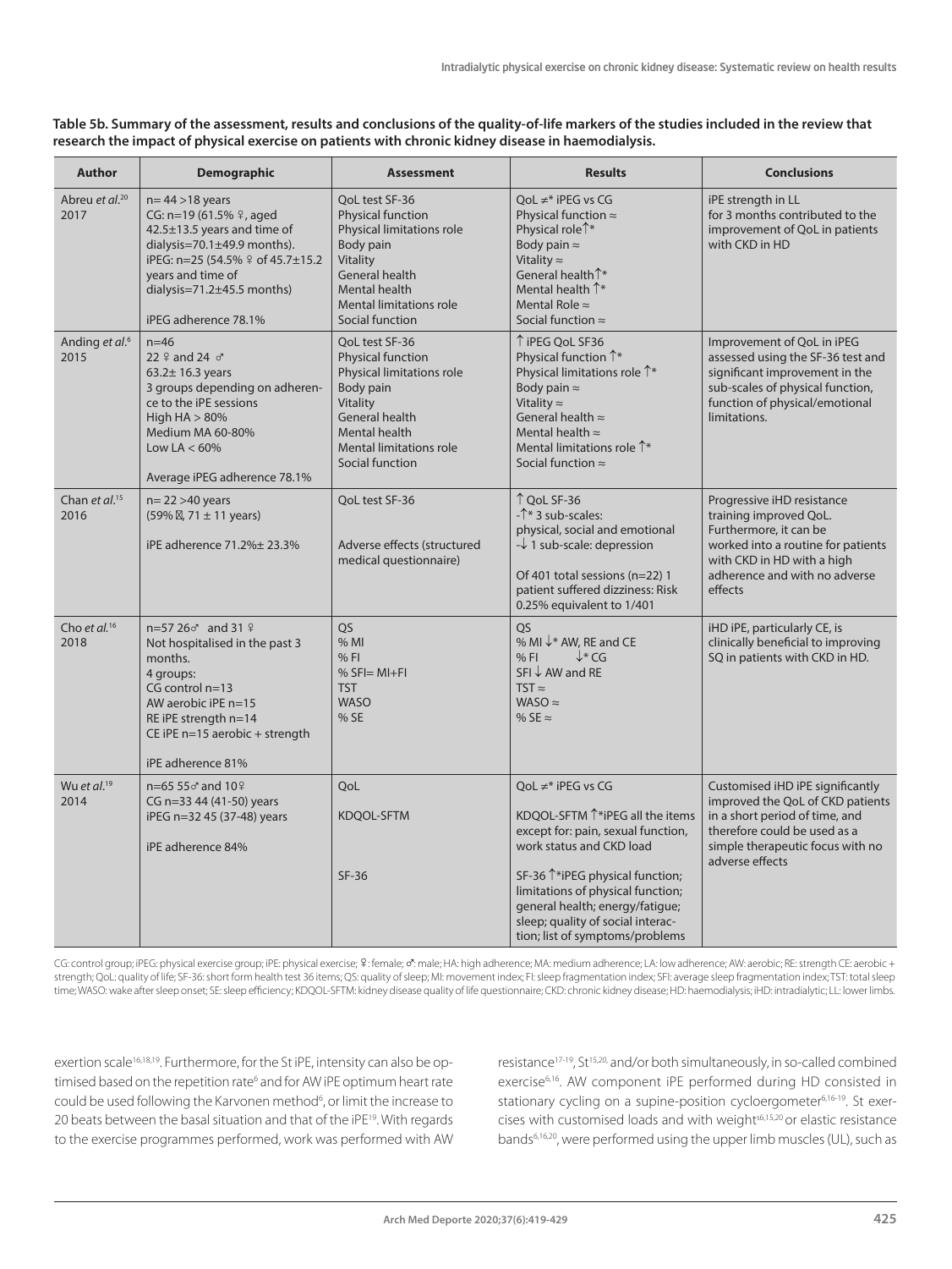**Table 5b. Summary of the assessment, results and conclusions of the quality-of-life markers of the studies included in the review that research the impact of physical exercise on patients with chronic kidney disease in haemodialysis.**

| Author | Demographic | Assessment | Results | Conclusions |
|---|---|---|---|---|
| Abreu *et al.*[20] 2017 | n= 44 >18 years<br>CG: n=19 (61.5% ♀, aged 42.5±13.5 years and time of dialysis=70.1±49.9 months).<br>iPEG: n=25 (54.5% ♀ of 45.7±15.2 years and time of dialysis=71.2±45.5 months)<br><br>iPEG adherence 78.1% | QoL test SF-36<br>Physical function<br>Physical limitations role<br>Body pain<br>Vitality<br>General health<br>Mental health<br>Mental limitations role<br>Social function | QoL ≠* iPEG vs CG<br>Physical function ≈<br>Physical role↑*<br>Body pain ≈<br>Vitality ≈<br>General health↑*<br>Mental health ↑*<br>Mental Role ≈<br>Social function ≈ | iPE strength in LL for 3 months contributed to the improvement of QoL in patients with CKD in HD |
| Anding *et al.*[6] 2015 | n=46<br>22 ♀ and 24 ♂<br>63.2± 16.3 years<br>3 groups depending on adherence to the iPE sessions<br>High HA > 80%<br>Medium MA 60-80%<br>Low LA < 60%<br><br>Average iPEG adherence 78.1% | QoL test SF-36<br>Physical function<br>Physical limitations role<br>Body pain<br>Vitality<br>General health<br>Mental health<br>Mental limitations role<br>Social function | ↑ iPEG QoL SF36<br>Physical function ↑*<br>Physical limitations role ↑*<br>Body pain ≈<br>Vitality ≈<br>General health ≈<br>Mental health ≈<br>Mental limitations role ↑*<br>Social function ≈ | Improvement of QoL in iPEG assessed using the SF-36 test and significant improvement in the sub-scales of physical function, function of physical/emotional limitations. |
| Chan *et al.*[15] 2016 | n= 22 >40 years<br>(59% ♂, 71 ± 11 years)<br><br>iPE adherence 71.2%± 23.3% | QoL test SF-36<br><br><br>Adverse effects (structured medical questionnaire) | ↑ QoL SF-36<br>-↑* 3 sub-scales: physical, social and emotional<br>-↓ 1 sub-scale: depression<br><br>Of 401 total sessions (n=22) 1 patient suffered dizziness: Risk 0.25% equivalent to 1/401 | Progressive iHD resistance training improved QoL. Furthermore, it can be worked into a routine for patients with CKD in HD with a high adherence and with no adverse effects |
| Cho *et al.*[16] 2018 | n=57 26♂ and 31 ♀<br>Not hospitalised in the past 3 months.<br>4 groups:<br>CG control n=13<br>AW aerobic iPE n=15<br>RE iPE strength n=14<br>CE iPE n=15 aerobic + strength<br><br>iPE adherence 81% | QS<br>% MI<br>% FI<br>% SFI= MI+FI<br>TST<br>WASO<br>% SE | QS<br>% MI ↓* AW, RE and CE<br>% FI ↓* CG<br>SFI ↓ AW and RE<br>TST ≈<br>WASO ≈<br>% SE ≈ | iHD iPE, particularly CE, is clinically beneficial to improving SQ in patients with CKD in HD. |
| Wu *et al.*[19] 2014 | n=65 55♂ and 10♀<br>CG n=33 44 (41-50) years<br>iPEG n=32 45 (37-48) years<br><br>iPE adherence 84% | QoL<br><br>KDQOL-SFTM<br><br><br><br>SF-36 | QoL ≠* iPEG vs CG<br><br>KDQOL-SFTM ↑*iPEG all the items except for: pain, sexual function, work status and CKD load<br><br>SF-36 ↑*iPEG physical function; limitations of physical function; general health; energy/fatigue; sleep; quality of social interaction; list of symptoms/problems | Customised iHD iPE significantly improved the QoL of CKD patients in a short period of time, and therefore could be used as a simple therapeutic focus with no adverse effects |

CG: control group; iPEG: physical exercise group; iPE: physical exercise; ♀: female; ♂: male; HA: high adherence; MA: medium adherence; LA: low adherence; AW: aerobic; RE: strength CE: aerobic + strength; QoL: quality of life; SF-36: short form health test 36 items; QS: quality of sleep; MI: movement index; FI: sleep fragmentation index; SFI: average sleep fragmentation index; TST: total sleep time; WASO: wake after sleep onset; SE: sleep efficiency; KDQOL-SFTM: kidney disease quality of life questionnaire; CKD: chronic kidney disease; HD: haemodialysis; iHD: intradialytic; LL: lower limbs.

exertion scale[16,18,19]. Furthermore, for the St iPE, intensity can also be optimised based on the repetition rate[6] and for AW iPE optimum heart rate could be used following the Karvonen method[6], or limit the increase to 20 beats between the basal situation and that of the iPE[19]. With regards to the exercise programmes performed, work was performed with AW resistance[17-19], St[15,20,] and/or both simultaneously, in so-called combined exercise[6,16]. AW component iPE performed during HD consisted in stationary cycling on a supine-position cycloergometer[6,16-19]. St exercises with customised loads and with weights[6,15,20] or elastic resistance bands[6,16,20], were performed using the upper limb muscles (UL), such as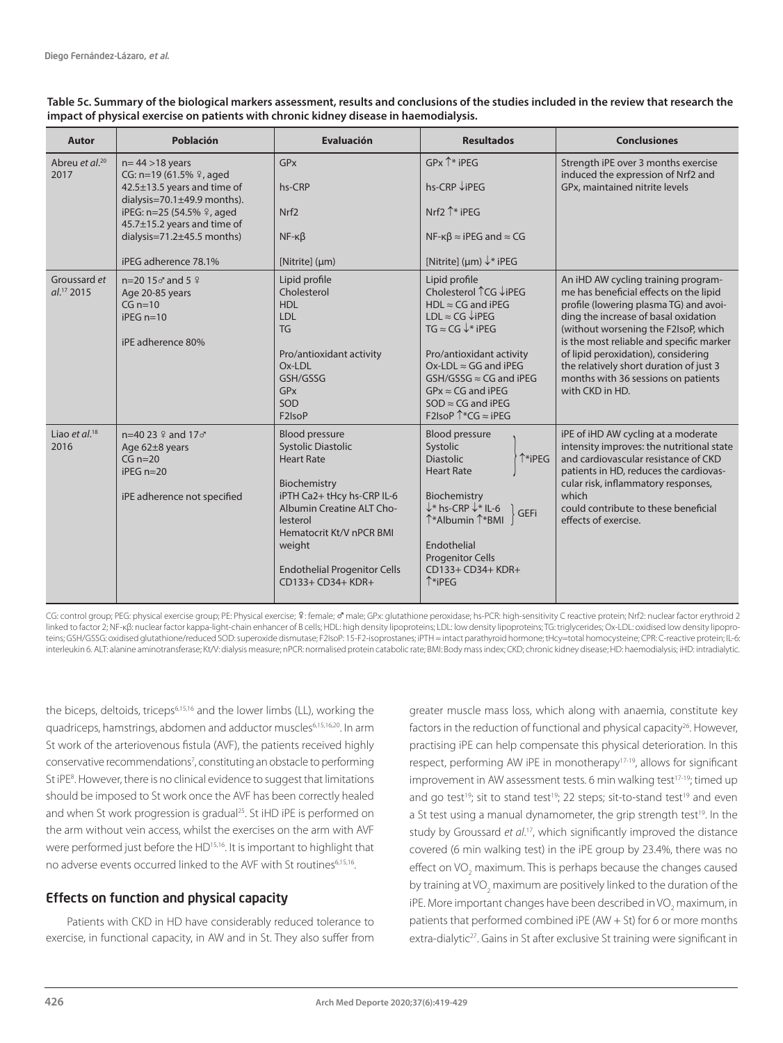**Table 5c. Summary of the biological markers assessment, results and conclusions of the studies included in the review that research the impact of physical exercise on patients with chronic kidney disease in haemodialysis.**

| Autor | Población | Evaluación | Resultados | Conclusiones |
|---|---|---|---|---|
| Abreu *et al.*[20] 2017 | n= 44 >18 years<br>CG: n=19 (61.5% ♀, aged 42.5±13.5 years and time of dialysis=70.1±49.9 months).<br>iPEG: n=25 (54.5% ♀, aged 45.7±15.2 years and time of dialysis=71.2±45.5 months)<br><br>iPEG adherence 78.1% | GPx<br><br>hs-CRP<br><br>Nrf2<br><br>NF-κβ<br><br>[Nitrite] (μm) | GPx ↑* iPEG<br><br>hs-CRP ↓iPEG<br><br>Nrf2 ↑* iPEG<br><br>NF-κβ ≈ iPEG and ≈ CG<br><br>[Nitrite] (μm) ↓* iPEG | Strength iPE over 3 months exercise induced the expression of Nrf2 and GPx, maintained nitrite levels |
| Groussard *et al.*[17] 2015 | n=20 15♂ and 5 ♀<br>Age 20-85 years<br>CG n=10<br>iPEG n=10<br><br>iPE adherence 80% | Lipid profile<br>Cholesterol<br>HDL<br>LDL<br>TG<br><br>Pro/antioxidant activity<br>Ox-LDL<br>GSH/GSSG<br>GPx<br>SOD<br>F2IsoP | Lipid profile<br>Cholesterol ↑CG ↓iPEG<br>HDL ≈ CG and iPEG<br>LDL ≈ CG ↓iPEG<br>TG ≈ CG ↓* iPEG<br><br>Pro/antioxidant activity<br>Ox-LDL ≈ GG and iPEG<br>GSH/GSSG ≈ CG and iPEG<br>GPx ≈ CG and iPEG<br>SOD ≈ CG and iPEG<br>F2IsoP ↑*CG ≈ iPEG | An iHD AW cycling training programme has beneficial effects on the lipid profile (lowering plasma TG) and avoiding the increase of basal oxidation (without worsening the F2IsoP, which is the most reliable and specific marker of lipid peroxidation), considering the relatively short duration of just 3 months with 36 sessions on patients with CKD in HD. |
| Liao *et al.*[18] 2016 | n=40 23 ♀ and 17♂<br>Age 62±8 years<br>CG n=20<br>iPEG n=20<br><br>iPE adherence not specified | Blood pressure<br>Systolic Diastolic<br>Heart Rate<br><br>Biochemistry<br>iPTH Ca2+ tHcy hs-CRP IL-6<br>Albumin Creatine ALT Cholesterol<br>Hematocrit Kt/V nPCR BMI weight<br><br>Endothelial Progenitor Cells<br>CD133+ CD34+ KDR+ | Blood pressure<br>Systolic, Diastolic, Heart Rate } ↑*iPEG<br><br>Biochemistry<br>↓* hs-CRP ↓* IL-6, ↑*Albumin ↑*BMI } GEFi<br><br>Endothelial Progenitor Cells<br>CD133+ CD34+ KDR+<br>↑*iPEG | iPE of iHD AW cycling at a moderate intensity improves: the nutritional state and cardiovascular resistance of CKD patients in HD, reduces the cardiovascular risk, inflammatory responses, which could contribute to these beneficial effects of exercise. |

CG: control group; PEG: physical exercise group; PE: Physical exercise; ♀: female; ♂ male; GPx: glutathione peroxidase; hs-PCR: high-sensitivity C reactive protein; Nrf2: nuclear factor erythroid 2 linked to factor 2; NF-κβ: nuclear factor kappa-light-chain enhancer of B cells; HDL: high density lipoproteins; LDL: low density lipoproteins; TG: triglycerides; Ox-LDL: oxidised low density lipoproteins; GSH/GSSG: oxidised glutathione/reduced SOD: superoxide dismutase; F2IsoP: 15-F2-isoprostanes; iPTH = intact parathyroid hormone; tHcy=total homocysteine; CPR: C-reactive protein; IL-6: interleukin 6. ALT: alanine aminotransferase; Kt/V: dialysis measure; nPCR: normalised protein catabolic rate; BMI: Body mass index; CKD; chronic kidney disease; HD: haemodialysis; iHD: intradialytic.

the biceps, deltoids, triceps[6,15,16] and the lower limbs (LL), working the quadriceps, hamstrings, abdomen and adductor muscles[6,15,16,20]. In arm St work of the arteriovenous fistula (AVF), the patients received highly conservative recommendations[7], constituting an obstacle to performing St iPE[8]. However, there is no clinical evidence to suggest that limitations should be imposed to St work once the AVF has been correctly healed and when St work progression is gradual[25]. St iHD iPE is performed on the arm without vein access, whilst the exercises on the arm with AVF were performed just before the HD[15,16]. It is important to highlight that no adverse events occurred linked to the AVF with St routines[6,15,16].

## Effects on function and physical capacity

Patients with CKD in HD have considerably reduced tolerance to exercise, in functional capacity, in AW and in St. They also suffer from greater muscle mass loss, which along with anaemia, constitute key factors in the reduction of functional and physical capacity[26]. However, practising iPE can help compensate this physical deterioration. In this respect, performing AW iPE in monotherapy[17-19], allows for significant improvement in AW assessment tests. 6 min walking test[17-19]; timed up and go test[19]; sit to stand test[19]; 22 steps; sit-to-stand test[19] and even a St test using a manual dynamometer, the grip strength test[19]. In the study by Groussard *et al.*[17], which significantly improved the distance covered (6 min walking test) in the iPE group by 23.4%, there was no effect on $VO_2$ maximum. This is perhaps because the changes caused by training at $VO_2$ maximum are positively linked to the duration of the iPE. More important changes have been described in $VO_2$ maximum, in patients that performed combined iPE (AW + St) for 6 or more months extra-dialytic[27]. Gains in St after exclusive St training were significant in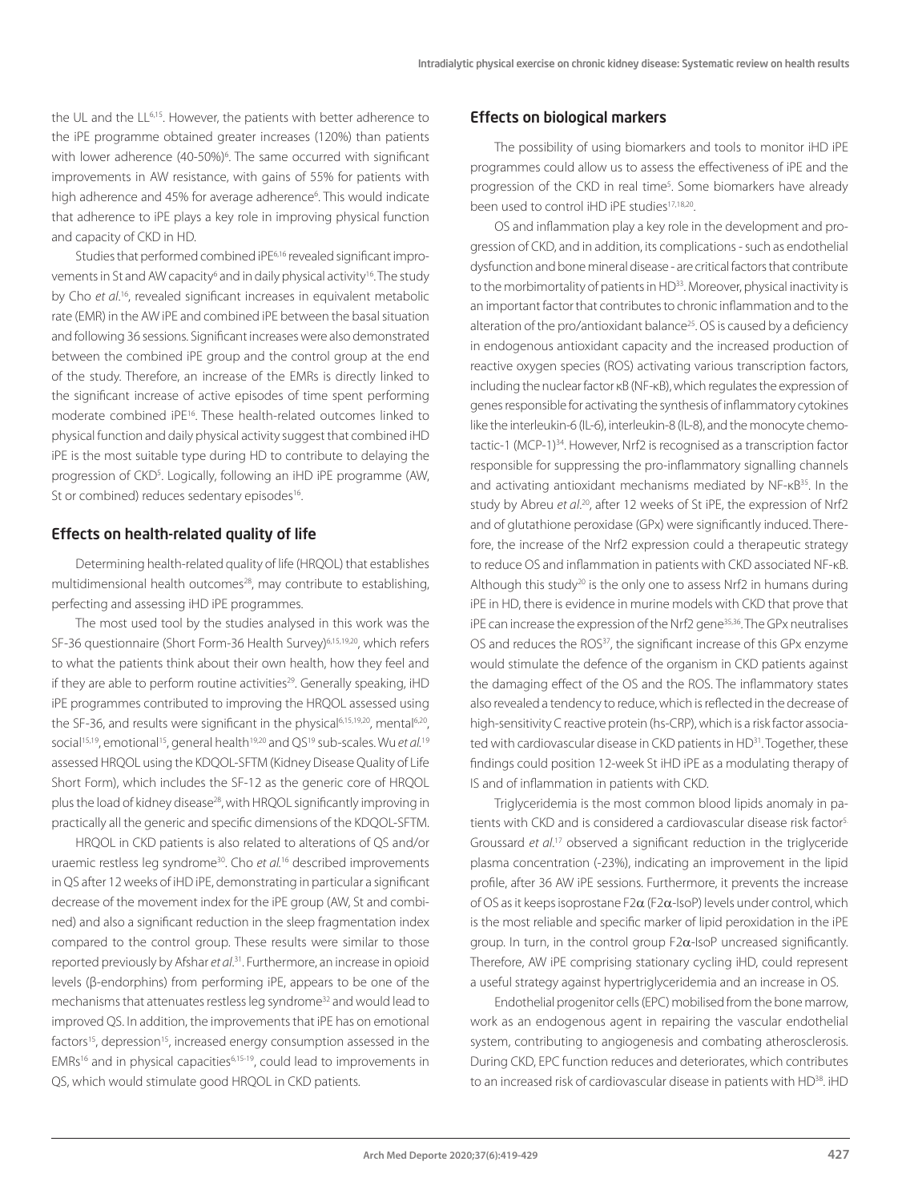the UL and the LL[6,15]. However, the patients with better adherence to the iPE programme obtained greater increases (120%) than patients with lower adherence (40-50%)[6]. The same occurred with significant improvements in AW resistance, with gains of 55% for patients with high adherence and 45% for average adherence[6]. This would indicate that adherence to iPE plays a key role in improving physical function and capacity of CKD in HD.

Studies that performed combined iPE[6,16] revealed significant improvements in St and AW capacity[6] and in daily physical activity[16]. The study by Cho *et al*.[16], revealed significant increases in equivalent metabolic rate (EMR) in the AW iPE and combined iPE between the basal situation and following 36 sessions. Significant increases were also demonstrated between the combined iPE group and the control group at the end of the study. Therefore, an increase of the EMRs is directly linked to the significant increase of active episodes of time spent performing moderate combined iPE[16]. These health-related outcomes linked to physical function and daily physical activity suggest that combined iHD iPE is the most suitable type during HD to contribute to delaying the progression of CKD[5]. Logically, following an iHD iPE programme (AW, St or combined) reduces sedentary episodes[16].

## Effects on health-related quality of life

Determining health-related quality of life (HRQOL) that establishes multidimensional health outcomes[28], may contribute to establishing, perfecting and assessing iHD iPE programmes.

The most used tool by the studies analysed in this work was the SF-36 questionnaire (Short Form-36 Health Survey)[6,15,19,20], which refers to what the patients think about their own health, how they feel and if they are able to perform routine activities[29]. Generally speaking, iHD iPE programmes contributed to improving the HRQOL assessed using the SF-36, and results were significant in the physical[6,15,19,20], mental[6,20], social[15,19], emotional[15], general health[19,20] and QS[19] sub-scales. Wu *et al.*[19] assessed HRQOL using the KDQOL-SFTM (Kidney Disease Quality of Life Short Form), which includes the SF-12 as the generic core of HRQOL plus the load of kidney disease[28], with HRQOL significantly improving in practically all the generic and specific dimensions of the KDQOL-SFTM.

HRQOL in CKD patients is also related to alterations of QS and/or uraemic restless leg syndrome[30]. Cho *et al.*[16] described improvements in QS after 12 weeks of iHD iPE, demonstrating in particular a significant decrease of the movement index for the iPE group (AW, St and combined) and also a significant reduction in the sleep fragmentation index compared to the control group. These results were similar to those reported previously by Afshar *et al*.[31]. Furthermore, an increase in opioid levels (β-endorphins) from performing iPE, appears to be one of the mechanisms that attenuates restless leg syndrome[32] and would lead to improved QS. In addition, the improvements that iPE has on emotional factors[15], depression[15], increased energy consumption assessed in the EMRs[16] and in physical capacities[6,15-19], could lead to improvements in QS, which would stimulate good HRQOL in CKD patients.

## Effects on biological markers

The possibility of using biomarkers and tools to monitor iHD iPE programmes could allow us to assess the effectiveness of iPE and the progression of the CKD in real time[5]. Some biomarkers have already been used to control iHD iPE studies[17,18,20].

OS and inflammation play a key role in the development and progression of CKD, and in addition, its complications - such as endothelial dysfunction and bone mineral disease - are critical factors that contribute to the morbimortality of patients in HD[33]. Moreover, physical inactivity is an important factor that contributes to chronic inflammation and to the alteration of the pro/antioxidant balance[25]. OS is caused by a deficiency in endogenous antioxidant capacity and the increased production of reactive oxygen species (ROS) activating various transcription factors, including the nuclear factor κB (NF-κB), which regulates the expression of genes responsible for activating the synthesis of inflammatory cytokines like the interleukin-6 (IL-6), interleukin-8 (IL-8), and the monocyte chemotactic-1 (MCP-1)[34]. However, Nrf2 is recognised as a transcription factor responsible for suppressing the pro-inflammatory signalling channels and activating antioxidant mechanisms mediated by NF-κB[35]. In the study by Abreu *et al*.[20], after 12 weeks of St iPE, the expression of Nrf2 and of glutathione peroxidase (GPx) were significantly induced. Therefore, the increase of the Nrf2 expression could a therapeutic strategy to reduce OS and inflammation in patients with CKD associated NF-κB. Although this study[20] is the only one to assess Nrf2 in humans during iPE in HD, there is evidence in murine models with CKD that prove that iPE can increase the expression of the Nrf2 gene[35,36]. The GPx neutralises OS and reduces the ROS[37], the significant increase of this GPx enzyme would stimulate the defence of the organism in CKD patients against the damaging effect of the OS and the ROS. The inflammatory states also revealed a tendency to reduce, which is reflected in the decrease of high-sensitivity C reactive protein (hs-CRP), which is a risk factor associated with cardiovascular disease in CKD patients in HD[31]. Together, these findings could position 12-week St iHD iPE as a modulating therapy of IS and of inflammation in patients with CKD.

Triglyceridemia is the most common blood lipids anomaly in patients with CKD and is considered a cardiovascular disease risk factor[5]. Groussard *et al*.[17] observed a significant reduction in the triglyceride plasma concentration (-23%), indicating an improvement in the lipid profile, after 36 AW iPE sessions. Furthermore, it prevents the increase of OS as it keeps isoprostane F2α (F2α-IsoP) levels under control, which is the most reliable and specific marker of lipid peroxidation in the iPE group. In turn, in the control group F2α-IsoP uncreased significantly. Therefore, AW iPE comprising stationary cycling iHD, could represent a useful strategy against hypertriglyceridemia and an increase in OS.

Endothelial progenitor cells (EPC) mobilised from the bone marrow, work as an endogenous agent in repairing the vascular endothelial system, contributing to angiogenesis and combating atherosclerosis. During CKD, EPC function reduces and deteriorates, which contributes to an increased risk of cardiovascular disease in patients with HD[38]. iHD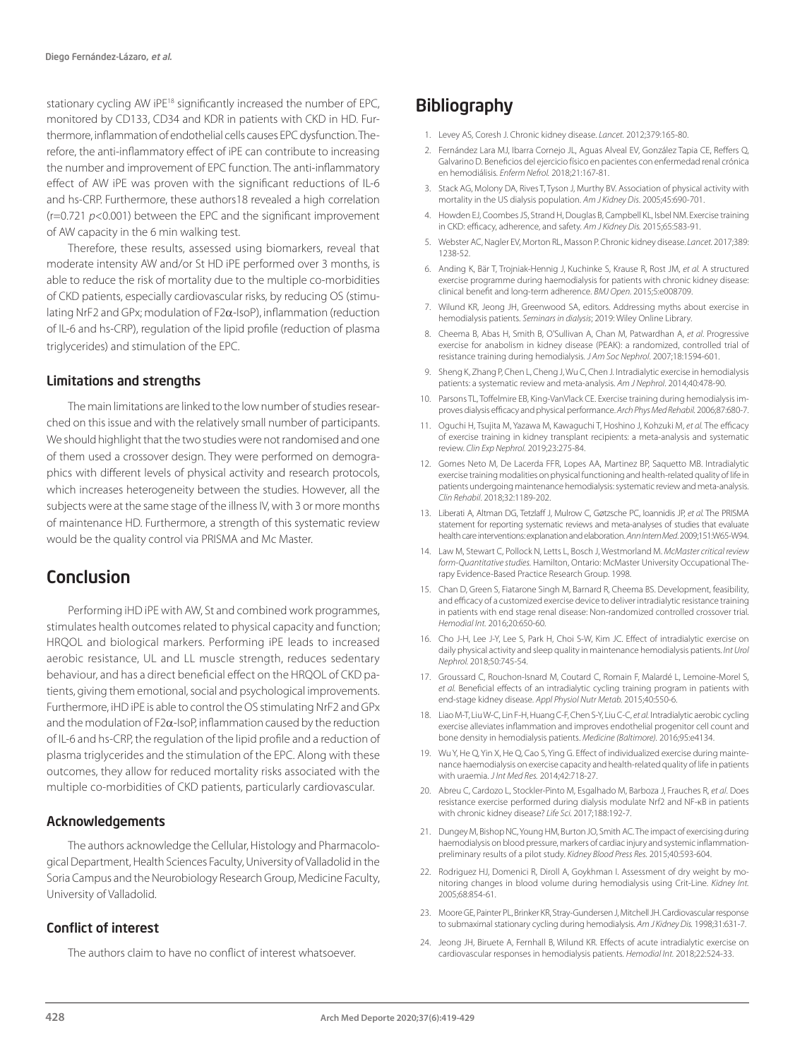stationary cycling AW iPE[18] significantly increased the number of EPC, monitored by CD133, CD34 and KDR in patients with CKD in HD. Furthermore, inflammation of endothelial cells causes EPC dysfunction. Therefore, the anti-inflammatory effect of iPE can contribute to increasing the number and improvement of EPC function. The anti-inflammatory effect of AW iPE was proven with the significant reductions of IL-6 and hs-CRP. Furthermore, these authors18 revealed a high correlation (r=0.721 $p$<0.001) between the EPC and the significant improvement of AW capacity in the 6 min walking test.

Therefore, these results, assessed using biomarkers, reveal that moderate intensity AW and/or St HD iPE performed over 3 months, is able to reduce the risk of mortality due to the multiple co-morbidities of CKD patients, especially cardiovascular risks, by reducing OS (stimulating NrF2 and GPx; modulation of F2$\alpha$-IsoP), inflammation (reduction of IL-6 and hs-CRP), regulation of the lipid profile (reduction of plasma triglycerides) and stimulation of the EPC.

### Limitations and strengths

The main limitations are linked to the low number of studies researched on this issue and with the relatively small number of participants. We should highlight that the two studies were not randomised and one of them used a crossover design. They were performed on demographics with different levels of physical activity and research protocols, which increases heterogeneity between the studies. However, all the subjects were at the same stage of the illness IV, with 3 or more months of maintenance HD. Furthermore, a strength of this systematic review would be the quality control via PRISMA and Mc Master.

## Conclusion

Performing iHD iPE with AW, St and combined work programmes, stimulates health outcomes related to physical capacity and function; HRQOL and biological markers. Performing iPE leads to increased aerobic resistance, UL and LL muscle strength, reduces sedentary behaviour, and has a direct beneficial effect on the HRQOL of CKD patients, giving them emotional, social and psychological improvements. Furthermore, iHD iPE is able to control the OS stimulating NrF2 and GPx and the modulation of F2$\alpha$-IsoP, inflammation caused by the reduction of IL-6 and hs-CRP, the regulation of the lipid profile and a reduction of plasma triglycerides and the stimulation of the EPC. Along with these outcomes, they allow for reduced mortality risks associated with the multiple co-morbidities of CKD patients, particularly cardiovascular.

### Acknowledgements

The authors acknowledge the Cellular, Histology and Pharmacological Department, Health Sciences Faculty, University of Valladolid in the Soria Campus and the Neurobiology Research Group, Medicine Faculty, University of Valladolid.

### Conflict of interest

The authors claim to have no conflict of interest whatsoever.

## Bibliography

1. Levey AS, Coresh J. Chronic kidney disease. *Lancet*. 2012;379:165-80.
2. Fernández Lara MJ, Ibarra Cornejo JL, Aguas Alveal EV, González Tapia CE, Reffers Q, Galvarino D. Beneficios del ejercicio físico en pacientes con enfermedad renal crónica en hemodiálisis. *Enferm Nefrol.* 2018;21:167-81.
3. Stack AG, Molony DA, Rives T, Tyson J, Murthy BV. Association of physical activity with mortality in the US dialysis population. *Am J Kidney Dis*. 2005;45:690-701.
4. Howden EJ, Coombes JS, Strand H, Douglas B, Campbell KL, Isbel NM. Exercise training in CKD: efficacy, adherence, and safety. *Am J Kidney Dis.* 2015;65:583-91.
5. Webster AC, Nagler EV, Morton RL, Masson P. Chronic kidney disease. *Lancet*. 2017;389: 1238-52.
6. Anding K, Bär T, Trojniak-Hennig J, Kuchinke S, Krause R, Rost JM, *et al.* A structured exercise programme during haemodialysis for patients with chronic kidney disease: clinical benefit and long-term adherence. *BMJ Open*. 2015;5:e008709.
7. Wilund KR, Jeong JH, Greenwood SA, editors. Addressing myths about exercise in hemodialysis patients. *Seminars in dialysis*; 2019: Wiley Online Library.
8. Cheema B, Abas H, Smith B, O'Sullivan A, Chan M, Patwardhan A, *et al*. Progressive exercise for anabolism in kidney disease (PEAK): a randomized, controlled trial of resistance training during hemodialysis. *J Am Soc Nephrol*. 2007;18:1594-601.
9. Sheng K, Zhang P, Chen L, Cheng J, Wu C, Chen J. Intradialytic exercise in hemodialysis patients: a systematic review and meta-analysis. *Am J Nephrol*. 2014;40:478-90.
10. Parsons TL, Toffelmire EB, King-VanVlack CE. Exercise training during hemodialysis improves dialysis efficacy and physical performance. *Arch Phys Med Rehabil*. 2006;87:680-7.
11. Oguchi H, Tsujita M, Yazawa M, Kawaguchi T, Hoshino J, Kohzuki M, *et al.* The efficacy of exercise training in kidney transplant recipients: a meta-analysis and systematic review. *Clin Exp Nephrol.* 2019;23:275-84.
12. Gomes Neto M, De Lacerda FFR, Lopes AA, Martinez BP, Saquetto MB. Intradialytic exercise training modalities on physical functioning and health-related quality of life in patients undergoing maintenance hemodialysis: systematic review and meta-analysis. *Clin Rehabil*. 2018;32:1189-202.
13. Liberati A, Altman DG, Tetzlaff J, Mulrow C, Gøtzsche PC, Ioannidis JP, *et al.* The PRISMA statement for reporting systematic reviews and meta-analyses of studies that evaluate health care interventions: explanation and elaboration. *Ann Intern Med*. 2009;151:W65-W94.
14. Law M, Stewart C, Pollock N, Letts L, Bosch J, Westmorland M. *McMaster critical review form-Quantitative studies.* Hamilton, Ontario: McMaster University Occupational Therapy Evidence-Based Practice Research Group. 1998.
15. Chan D, Green S, Fiatarone Singh M, Barnard R, Cheema BS. Development, feasibility, and efficacy of a customized exercise device to deliver intradialytic resistance training in patients with end stage renal disease: Non-randomized controlled crossover trial. *Hemodial Int.* 2016;20:650-60.
16. Cho J-H, Lee J-Y, Lee S, Park H, Choi S-W, Kim JC. Effect of intradialytic exercise on daily physical activity and sleep quality in maintenance hemodialysis patients. *Int Urol Nephrol.* 2018;50:745-54.
17. Groussard C, Rouchon-Isnard M, Coutard C, Romain F, Malardé L, Lemoine-Morel S, *et al.* Beneficial effects of an intradialytic cycling training program in patients with end-stage kidney disease. *Appl Physiol Nutr Metab.* 2015;40:550-6.
18. Liao M-T, Liu W-C, Lin F-H, Huang C-F, Chen S-Y, Liu C-C, *et al.* Intradialytic aerobic cycling exercise alleviates inflammation and improves endothelial progenitor cell count and bone density in hemodialysis patients. *Medicine (Baltimore)*. 2016;95:e4134.
19. Wu Y, He Q, Yin X, He Q, Cao S, Ying G. Effect of individualized exercise during maintenance haemodialysis on exercise capacity and health-related quality of life in patients with uraemia. *J Int Med Res.* 2014;42:718-27.
20. Abreu C, Cardozo L, Stockler-Pinto M, Esgalhado M, Barboza J, Frauches R, *et al*. Does resistance exercise performed during dialysis modulate Nrf2 and NF-κB in patients with chronic kidney disease? *Life Sci.* 2017;188:192-7.
21. Dungey M, Bishop NC, Young HM, Burton JO, Smith AC. The impact of exercising during haemodialysis on blood pressure, markers of cardiac injury and systemic inflammation-preliminary results of a pilot study. *Kidney Blood Press Res.* 2015;40:593-604.
22. Rodriguez HJ, Domenici R, Diroll A, Goykhman I. Assessment of dry weight by monitoring changes in blood volume during hemodialysis using Crit-Line. *Kidney Int.* 2005;68:854-61.
23. Moore GE, Painter PL, Brinker KR, Stray-Gundersen J, Mitchell JH. Cardiovascular response to submaximal stationary cycling during hemodialysis. *Am J Kidney Dis.* 1998;31:631-7.
24. Jeong JH, Biruete A, Fernhall B, Wilund KR. Effects of acute intradialytic exercise on cardiovascular responses in hemodialysis patients. *Hemodial Int.* 2018;22:524-33.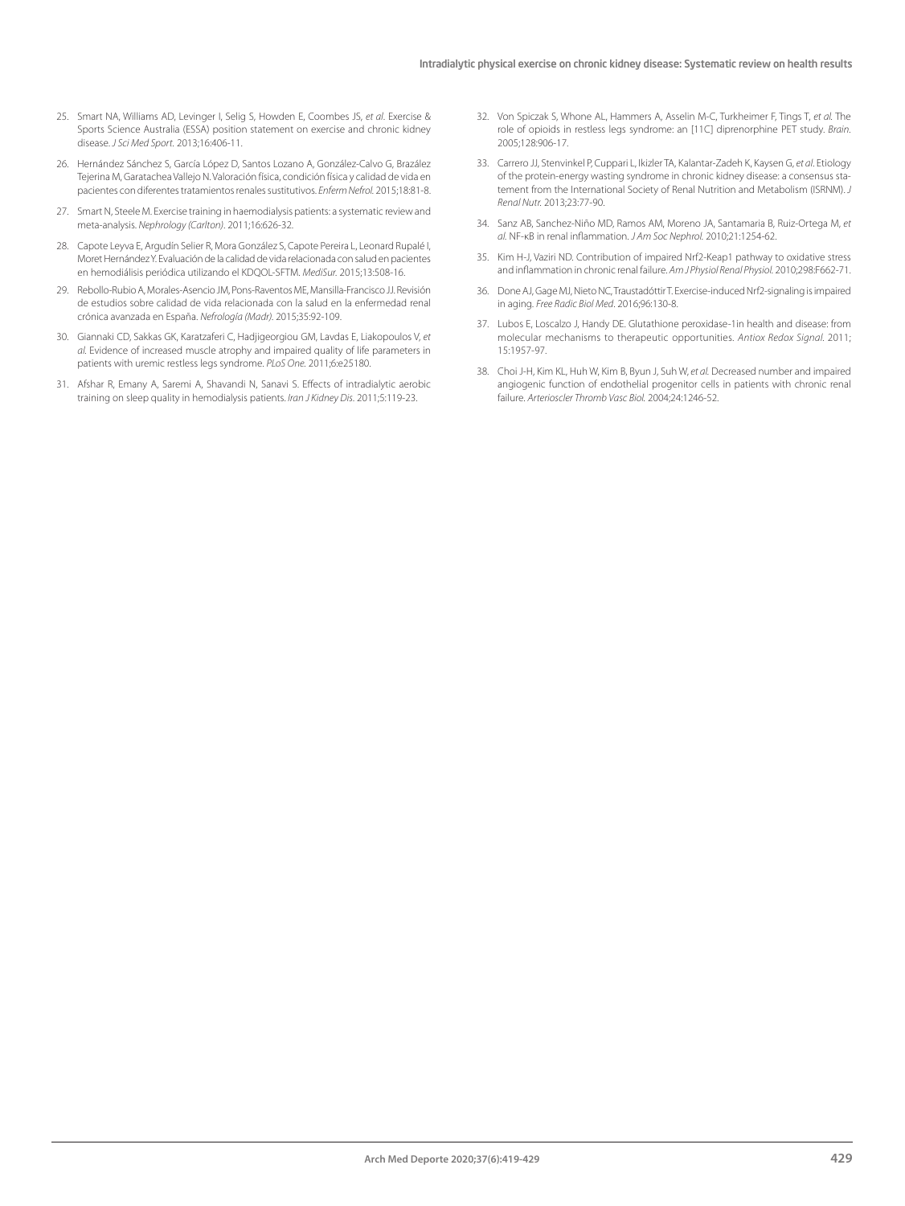25. Smart NA, Williams AD, Levinger I, Selig S, Howden E, Coombes JS, *et al*. Exercise & Sports Science Australia (ESSA) position statement on exercise and chronic kidney disease. *J Sci Med Sport*. 2013;16:406-11.

26. Hernández Sánchez S, García López D, Santos Lozano A, González-Calvo G, Brazález Tejerina M, Garatachea Vallejo N. Valoración física, condición física y calidad de vida en pacientes con diferentes tratamientos renales sustitutivos. *Enferm Nefrol*. 2015;18:81-8.

27. Smart N, Steele M. Exercise training in haemodialysis patients: a systematic review and meta-analysis. *Nephrology (Carlton)*. 2011;16:626-32.

28. Capote Leyva E, Argudín Selier R, Mora González S, Capote Pereira L, Leonard Rupalé I, Moret Hernández Y. Evaluación de la calidad de vida relacionada con salud en pacientes en hemodiálisis periódica utilizando el KDQOL-SFTM. *MediSur*. 2015;13:508-16.

29. Rebollo-Rubio A, Morales-Asencio JM, Pons-Raventos ME, Mansilla-Francisco JJ. Revisión de estudios sobre calidad de vida relacionada con la salud en la enfermedad renal crónica avanzada en España. *Nefrología (Madr)*. 2015;35:92-109.

30. Giannaki CD, Sakkas GK, Karatzaferi C, Hadjigeorgiou GM, Lavdas E, Liakopoulos V, *et al*. Evidence of increased muscle atrophy and impaired quality of life parameters in patients with uremic restless legs syndrome. *PLoS One*. 2011;6:e25180.

31. Afshar R, Emany A, Saremi A, Shavandi N, Sanavi S. Effects of intradialytic aerobic training on sleep quality in hemodialysis patients. *Iran J Kidney Dis*. 2011;5:119-23.

32. Von Spiczak S, Whone AL, Hammers A, Asselin M-C, Turkheimer F, Tings T, *et al*. The role of opioids in restless legs syndrome: an [11C] diprenorphine PET study. *Brain*. 2005;128:906-17.

33. Carrero JJ, Stenvinkel P, Cuppari L, Ikizler TA, Kalantar-Zadeh K, Kaysen G, *et al*. Etiology of the protein-energy wasting syndrome in chronic kidney disease: a consensus statement from the International Society of Renal Nutrition and Metabolism (ISRNM). *J Renal Nutr*. 2013;23:77-90.

34. Sanz AB, Sanchez-Niño MD, Ramos AM, Moreno JA, Santamaria B, Ruiz-Ortega M, *et al*. NF-κB in renal inflammation. *J Am Soc Nephrol*. 2010;21:1254-62.

35. Kim H-J, Vaziri ND. Contribution of impaired Nrf2-Keap1 pathway to oxidative stress and inflammation in chronic renal failure. *Am J Physiol Renal Physiol*. 2010;298:F662-71.

36. Done AJ, Gage MJ, Nieto NC, Traustadóttir T. Exercise-induced Nrf2-signaling is impaired in aging. *Free Radic Biol Med*. 2016;96:130-8.

37. Lubos E, Loscalzo J, Handy DE. Glutathione peroxidase-1in health and disease: from molecular mechanisms to therapeutic opportunities. *Antiox Redox Signal*. 2011; 15:1957-97.

38. Choi J-H, Kim KL, Huh W, Kim B, Byun J, Suh W, *et al*. Decreased number and impaired angiogenic function of endothelial progenitor cells in patients with chronic renal failure. *Arterioscler Thromb Vasc Biol*. 2004;24:1246-52.